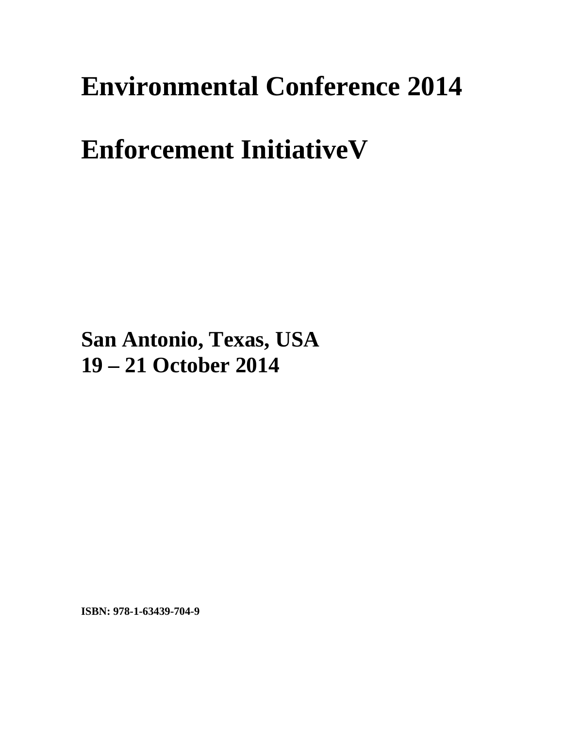# Environmental Conference 2014

# Enforcement InitiativeV

**San Antonio, Texas, USA**
**19 – 21 October 2014**

**ISBN: 978-1-63439-704-9**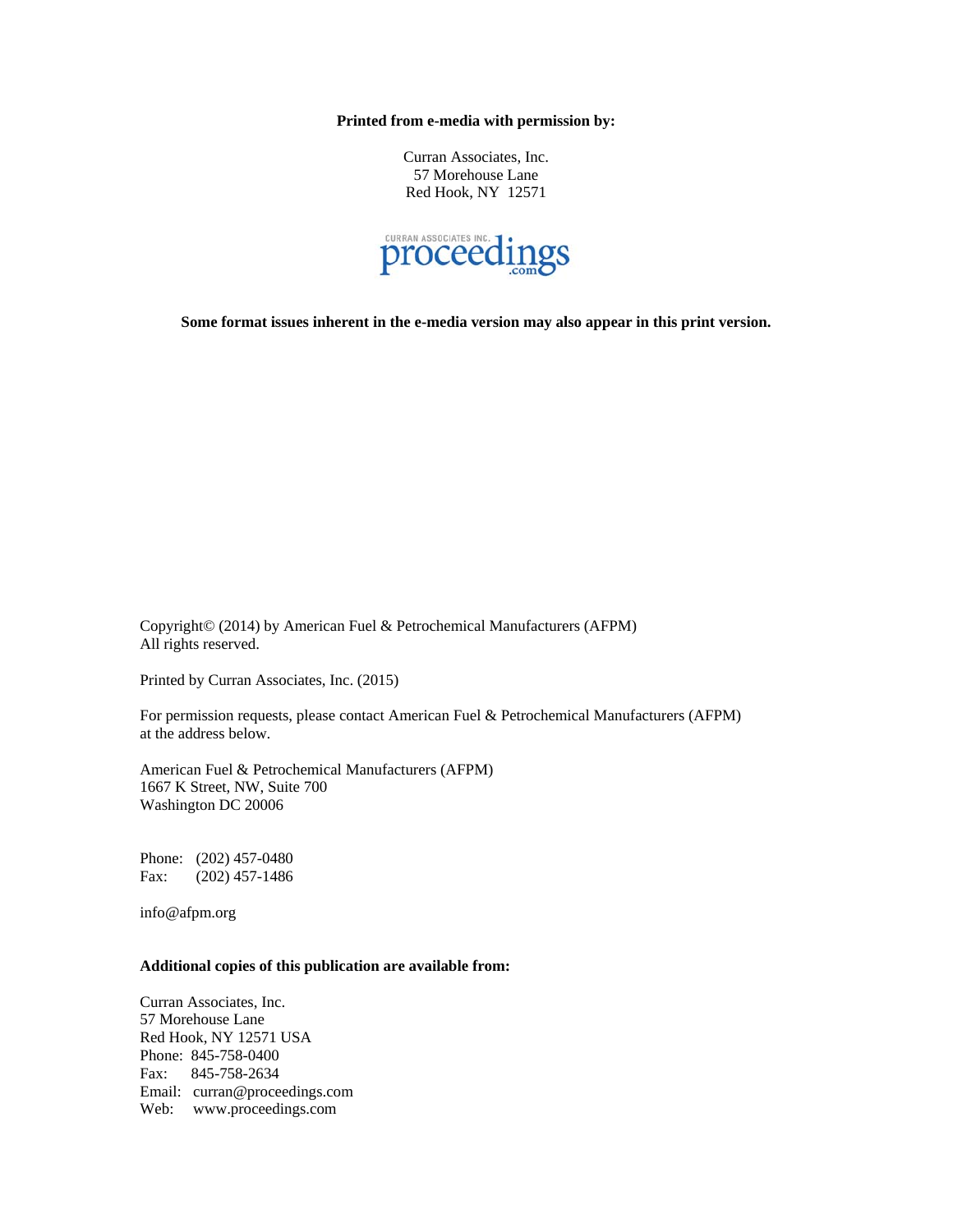**Printed from e-media with permission by:**

Curran Associates, Inc.
57 Morehouse Lane
Red Hook, NY 12571

**Some format issues inherent in the e-media version may also appear in this print version.**

Copyright© (2014) by American Fuel & Petrochemical Manufacturers (AFPM)
All rights reserved.

Printed by Curran Associates, Inc. (2015)

For permission requests, please contact American Fuel & Petrochemical Manufacturers (AFPM) at the address below.

American Fuel & Petrochemical Manufacturers (AFPM)
1667 K Street, NW, Suite 700
Washington DC 20006

Phone: (202) 457-0480
Fax: (202) 457-1486

info@afpm.org

**Additional copies of this publication are available from:**

Curran Associates, Inc.
57 Morehouse Lane
Red Hook, NY 12571 USA
Phone: 845-758-0400
Fax: 845-758-2634
Email: curran@proceedings.com
Web: www.proceedings.com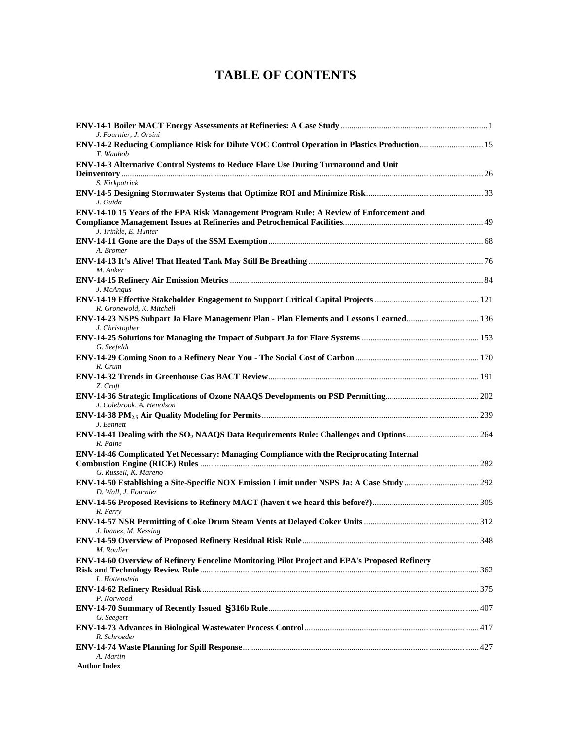# TABLE OF CONTENTS

**ENV-14-1 Boiler MACT Energy Assessments at Refineries: A Case Study** ..... 1
*J. Fournier, J. Orsini*

**ENV-14-2 Reducing Compliance Risk for Dilute VOC Control Operation in Plastics Production** ..... 15
*T. Wauhob*

**ENV-14-3 Alternative Control Systems to Reduce Flare Use During Turnaround and Unit Deinventory** ..... 26
*S. Kirkpatrick*

**ENV-14-5 Designing Stormwater Systems that Optimize ROI and Minimize Risk** ..... 33
*J. Guida*

**ENV-14-10 15 Years of the EPA Risk Management Program Rule: A Review of Enforcement and Compliance Management Issues at Refineries and Petrochemical Facilities** ..... 49
*J. Trinkle, E. Hunter*

**ENV-14-11 Gone are the Days of the SSM Exemption** ..... 68
*A. Bromer*

**ENV-14-13 It's Alive! That Heated Tank May Still Be Breathing** ..... 76
*M. Anker*

**ENV-14-15 Refinery Air Emission Metrics** ..... 84
*J. McAngus*

**ENV-14-19 Effective Stakeholder Engagement to Support Critical Capital Projects** ..... 121
*R. Gronewold, K. Mitchell*

**ENV-14-23 NSPS Subpart Ja Flare Management Plan - Plan Elements and Lessons Learned** ..... 136
*J. Christopher*

**ENV-14-25 Solutions for Managing the Impact of Subpart Ja for Flare Systems** ..... 153
*G. Seefeldt*

**ENV-14-29 Coming Soon to a Refinery Near You - The Social Cost of Carbon** ..... 170
*R. Crum*

**ENV-14-32 Trends in Greenhouse Gas BACT Review** ..... 191
*Z. Craft*

**ENV-14-36 Strategic Implications of Ozone NAAQS Developments on PSD Permitting** ..... 202
*J. Colebrook, A. Henolson*

**ENV-14-38 $PM_{2.5}$ Air Quality Modeling for Permits** ..... 239
*J. Bennett*

**ENV-14-41 Dealing with the $SO_2$ NAAQS Data Requirements Rule: Challenges and Options** ..... 264
*R. Paine*

**ENV-14-46 Complicated Yet Necessary: Managing Compliance with the Reciprocating Internal Combustion Engine (RICE) Rules** ..... 282
*G. Russell, K. Mareno*

**ENV-14-50 Establishing a Site-Specific NOX Emission Limit under NSPS Ja: A Case Study** ..... 292
*D. Wall, J. Fournier*

**ENV-14-56 Proposed Revisions to Refinery MACT (haven't we heard this before?)** ..... 305
*R. Ferry*

**ENV-14-57 NSR Permitting of Coke Drum Steam Vents at Delayed Coker Units** ..... 312
*J. Ibanez, M. Kessing*

**ENV-14-59 Overview of Proposed Refinery Residual Risk Rule** ..... 348
*M. Roulier*

**ENV-14-60 Overview of Refinery Fenceline Monitoring Pilot Project and EPA's Proposed Refinery Risk and Technology Review Rule** ..... 362
*L. Hottenstein*

**ENV-14-62 Refinery Residual Risk** ..... 375
*P. Norwood*

**ENV-14-70 Summary of Recently Issued §316b Rule** ..... 407
*G. Seegert*

**ENV-14-73 Advances in Biological Wastewater Process Control** ..... 417
*R. Schroeder*

**ENV-14-74 Waste Planning for Spill Response** ..... 427
*A. Martin*

**Author Index**